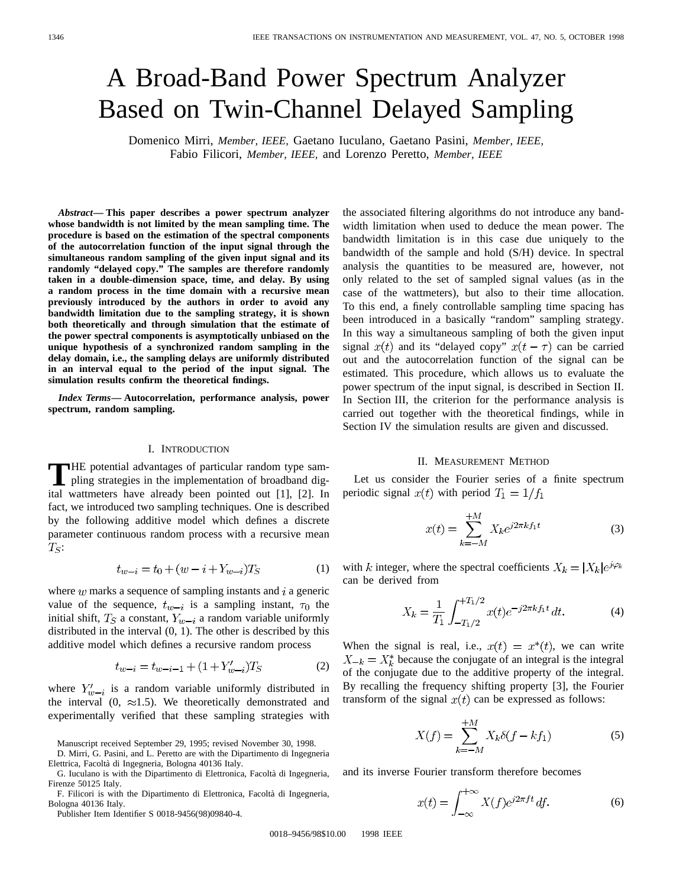# A Broad-Band Power Spectrum Analyzer Based on Twin-Channel Delayed Sampling

Domenico Mirri, *Member, IEEE,* Gaetano Iuculano, Gaetano Pasini, *Member, IEEE,* Fabio Filicori, *Member, IEEE,* and Lorenzo Peretto, *Member, IEEE*

***Abstract*— This paper describes a power spectrum analyzer whose bandwidth is not limited by the mean sampling time. The procedure is based on the estimation of the spectral components of the autocorrelation function of the input signal through the simultaneous random sampling of the given input signal and its randomly "delayed copy." The samples are therefore randomly taken in a double-dimension space, time, and delay. By using a random process in the time domain with a recursive mean previously introduced by the authors in order to avoid any bandwidth limitation due to the sampling strategy, it is shown both theoretically and through simulation that the estimate of the power spectral components is asymptotically unbiased on the unique hypothesis of a synchronized random sampling in the delay domain, i.e., the sampling delays are uniformly distributed in an interval equal to the period of the input signal. The simulation results confirm the theoretical findings.**

***Index Terms*— Autocorrelation, performance analysis, power spectrum, random sampling.**

## I. Introduction

The potential advantages of particular random type sampling strategies in the implementation of broadband digital wattmeters have already been pointed out [1], [2]. In fact, we introduced two sampling techniques. One is described by the following additive model which defines a discrete parameter continuous random process with a recursive mean $T_S$:

$$t_{w-i} = t_0 + (w - i + Y_{w-i})T_S \tag{1}$$

where $w$ marks a sequence of sampling instants and $i$ a generic value of the sequence, $t_{w-i}$ is a sampling instant, $\tau_0$ the initial shift, $T_S$ a constant, $Y_{w-i}$ a random variable uniformly distributed in the interval (0, 1). The other is described by this additive model which defines a recursive random process

$$t_{w-i} = t_{w-i-1} + (1 + Y'_{w-i})T_S \tag{2}$$

where $Y'_{w-i}$ is a random variable uniformly distributed in the interval (0, $\approx$1.5). We theoretically demonstrated and experimentally verified that these sampling strategies with the associated filtering algorithms do not introduce any bandwidth limitation when used to deduce the mean power. The bandwidth limitation is in this case due uniquely to the bandwidth of the sample and hold (S/H) device. In spectral analysis the quantities to be measured are, however, not only related to the set of sampled signal values (as in the case of the wattmeters), but also to their time allocation. To this end, a finely controllable sampling time spacing has been introduced in a basically "random" sampling strategy. In this way a simultaneous sampling of both the given input signal $x(t)$ and its "delayed copy" $x(t-\tau)$ can be carried out and the autocorrelation function of the signal can be estimated. This procedure, which allows us to evaluate the power spectrum of the input signal, is described in Section II. In Section III, the criterion for the performance analysis is carried out together with the theoretical findings, while in Section IV the simulation results are given and discussed.

## II. Measurement Method

Let us consider the Fourier series of a finite spectrum periodic signal $x(t)$ with period $T_1 = 1/f_1$

$$x(t) = \sum_{k=-M}^{+M} X_k e^{j2\pi k f_1 t} \tag{3}$$

with $k$ integer, where the spectral coefficients $X_k = |X_k|e^{j\varphi_k}$ can be derived from

$$X_k = \frac{1}{T_1}\int_{-T_1/2}^{+T_1/2} x(t)e^{-j2\pi k f_1 t}\, dt. \tag{4}$$

When the signal is real, i.e., $x(t) = x^*(t)$, we can write $X_{-k} = X_k^*$ because the conjugate of an integral is the integral of the conjugate due to the additive property of the integral. By recalling the frequency shifting property [3], the Fourier transform of the signal $x(t)$ can be expressed as follows:

$$X(f) = \sum_{k=-M}^{+M} X_k \delta(f - kf_1) \tag{5}$$

and its inverse Fourier transform therefore becomes

$$x(t) = \int_{-\infty}^{+\infty} X(f)e^{j2\pi f t}\, df. \tag{6}$$

Manuscript received September 29, 1995; revised November 30, 1998.

D. Mirri, G. Pasini, and L. Peretto are with the Dipartimento di Ingegneria Elettrica, Facoltà di Ingegneria, Bologna 40136 Italy.

G. Iuculano is with the Dipartimento di Elettronica, Facoltà di Ingegneria, Firenze 50125 Italy.

F. Filicori is with the Dipartimento di Elettronica, Facoltà di Ingegneria, Bologna 40136 Italy.

Publisher Item Identifier S 0018-9456(98)09840-4.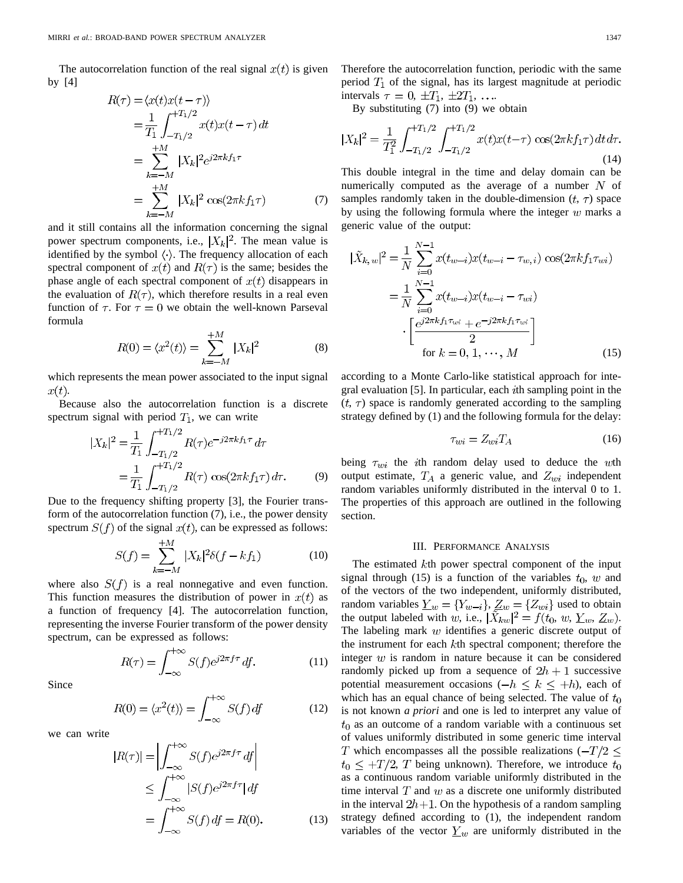The autocorrelation function of the real signal $x(t)$ is given by [4]

$$
\begin{aligned}
R(\tau) &= \langle x(t)x(t-\tau)\rangle \\
&= \frac{1}{T_1}\int_{-T_1/2}^{+T_1/2} x(t)x(t-\tau)\,dt \\
&= \sum_{k=-M}^{+M} |X_k|^2 e^{j2\pi k f_1 \tau} \\
&= \sum_{k=-M}^{+M} |X_k|^2 \cos(2\pi k f_1 \tau)
\end{aligned}
\tag{7}
$$

and it still contains all the information concerning the signal power spectrum components, i.e., $|X_k|^2$. The mean value is identified by the symbol $\langle\cdot\rangle$. The frequency allocation of each spectral component of $x(t)$ and $R(\tau)$ is the same; besides the phase angle of each spectral component of $x(t)$ disappears in the evaluation of $R(\tau)$, which therefore results in a real even function of $\tau$. For $\tau = 0$ we obtain the well-known Parseval formula

$$
R(0) = \langle x^2(t)\rangle = \sum_{k=-M}^{+M} |X_k|^2 \tag{8}
$$

which represents the mean power associated to the input signal $x(t)$.

Because also the autocorrelation function is a discrete spectrum signal with period $T_1$, we can write

$$
\begin{aligned}
|X_k|^2 &= \frac{1}{T_1}\int_{-T_1/2}^{+T_1/2} R(\tau)e^{-j2\pi k f_1 \tau}\,d\tau \\
&= \frac{1}{T_1}\int_{-T_1/2}^{+T_1/2} R(\tau)\cos(2\pi k f_1 \tau)\,d\tau.
\end{aligned}
\tag{9}
$$

Due to the frequency shifting property [3], the Fourier transform of the autocorrelation function (7), i.e., the power density spectrum $S(f)$ of the signal $x(t)$, can be expressed as follows:

$$
S(f) = \sum_{k=-M}^{+M} |X_k|^2 \delta(f - kf_1) \tag{10}
$$

where also $S(f)$ is a real nonnegative and even function. This function measures the distribution of power in $x(t)$ as a function of frequency [4]. The autocorrelation function, representing the inverse Fourier transform of the power density spectrum, can be expressed as follows:

$$
R(\tau) = \int_{-\infty}^{+\infty} S(f)e^{j2\pi f\tau}\,df. \tag{11}
$$

Since

$$
R(0) = \langle x^2(t)\rangle = \int_{-\infty}^{+\infty} S(f)\,df \tag{12}
$$

we can write

$$
\begin{aligned}
|R(\tau)| &= \left|\int_{-\infty}^{+\infty} S(f)e^{j2\pi f\tau}\,df\right| \\
&\le \int_{-\infty}^{+\infty} |S(f)e^{j2\pi f\tau}|\,df \\
&= \int_{-\infty}^{+\infty} S(f)\,df = R(0).
\end{aligned}
\tag{13}
$$

Therefore the autocorrelation function, periodic with the same period $T_1$ of the signal, has its largest magnitude at periodic intervals $\tau = 0, \pm T_1, \pm 2T_1, \ldots$.

By substituting (7) into (9) we obtain

$$
|X_k|^2 = \frac{1}{T_1^2}\int_{-T_1/2}^{+T_1/2}\int_{-T_1/2}^{+T_1/2} x(t)x(t-\tau)\cos(2\pi k f_1 \tau)\,dt\,d\tau. \tag{14}
$$

This double integral in the time and delay domain can be numerically computed as the average of a number $N$ of samples randomly taken in the double-dimension $(t, \tau)$ space by using the following formula where the integer $w$ marks a generic value of the output:

$$
\begin{aligned}
|\tilde{X}_{k,w}|^2 &= \frac{1}{N}\sum_{i=0}^{N-1} x(t_{w-i})x(t_{w-i} - \tau_{w,i})\cos(2\pi k f_1 \tau_{wi}) \\
&= \frac{1}{N}\sum_{i=0}^{N-1} x(t_{w-i})x(t_{w-i} - \tau_{wi}) \\
&\quad \cdot \left[\frac{e^{j2\pi k f_1 \tau_{wi}} + e^{-j2\pi k f_1 \tau_{wi}}}{2}\right] \\
&\quad \text{for } k = 0, 1, \cdots, M
\end{aligned}
\tag{15}
$$

according to a Monte Carlo-like statistical approach for integral evaluation [5]. In particular, each $i$th sampling point in the $(t, \tau)$ space is randomly generated according to the sampling strategy defined by (1) and the following formula for the delay:

$$
\tau_{wi} = Z_{wi}T_A \tag{16}
$$

being $\tau_{wi}$ the $i$th random delay used to deduce the $w$th output estimate, $T_A$ a generic value, and $Z_{wi}$ independent random variables uniformly distributed in the interval 0 to 1. The properties of this approach are outlined in the following section.

## III. Performance Analysis

The estimated $k$th power spectral component of the input signal through (15) is a function of the variables $t_0$, $w$ and of the vectors of the two independent, uniformly distributed, random variables $\underline{Y}_w = \{Y_{w-i}\}$, $\underline{Z}_w = \{Z_{wi}\}$ used to obtain the output labeled with $w$, i.e., $|\tilde{X}_{kw}|^2 = f(t_0, w, \underline{Y}_w, \underline{Z}_w)$. The labeling mark $w$ identifies a generic discrete output of the instrument for each $k$th spectral component; therefore the integer $w$ is random in nature because it can be considered randomly picked up from a sequence of $2h+1$ successive potential measurement occasions ($-h \le k \le +h$), each of which has an equal chance of being selected. The value of $t_0$ is not known *a priori* and one is led to interpret any value of $t_0$ as an outcome of a random variable with a continuous set of values uniformly distributed in some generic time interval $T$ which encompasses all the possible realizations ($-T/2 \le t_0 \le +T/2$, $T$ being unknown). Therefore, we introduce $t_0$ as a continuous random variable uniformly distributed in the time interval $T$ and $w$ as a discrete one uniformly distributed in the interval $2h+1$. On the hypothesis of a random sampling strategy defined according to (1), the independent random variables of the vector $\underline{Y}_w$ are uniformly distributed in the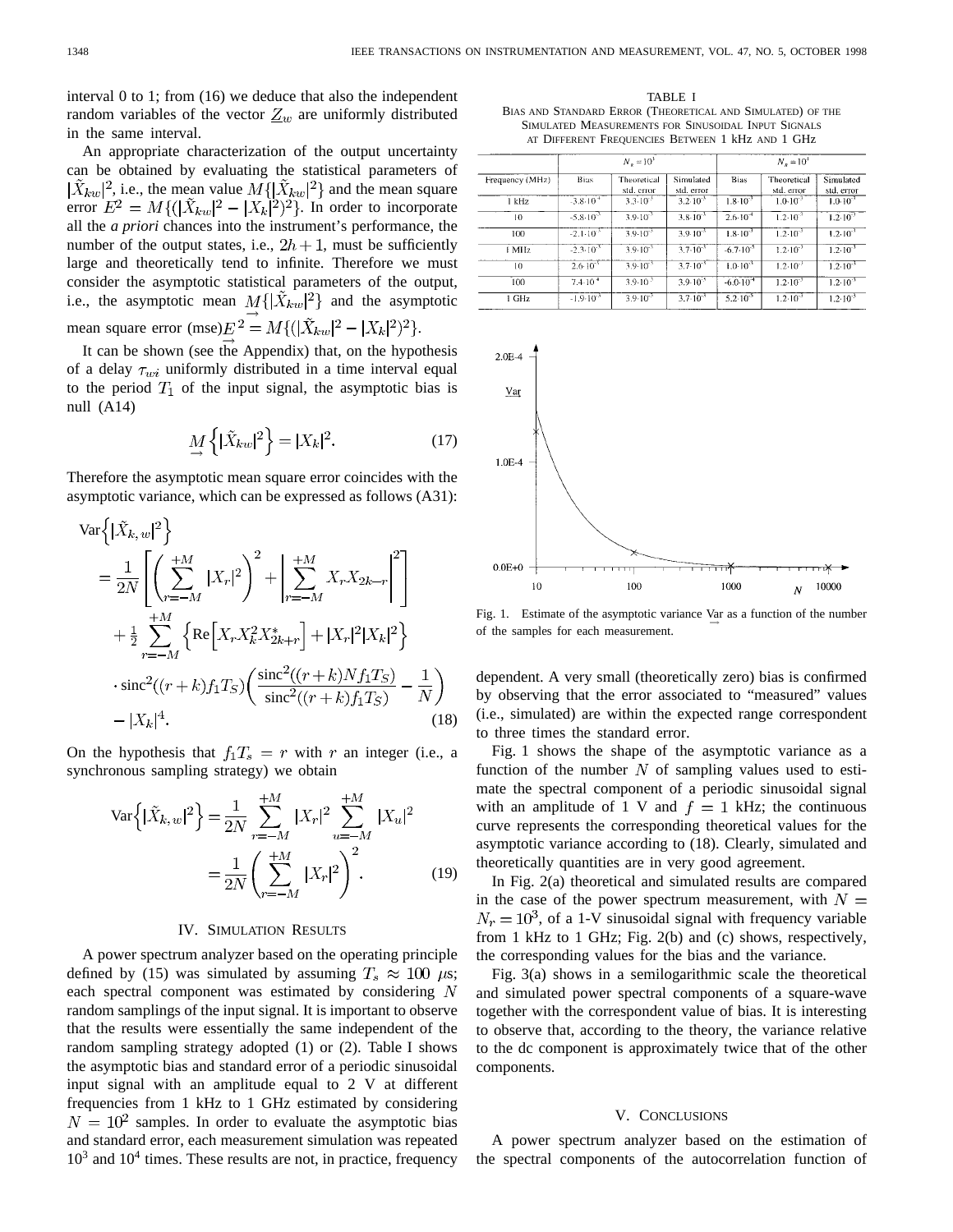interval 0 to 1; from (16) we deduce that also the independent random variables of the vector $\underline{Z}_w$ are uniformly distributed in the same interval.

An appropriate characterization of the output uncertainty can be obtained by evaluating the statistical parameters of $|\tilde{X}_{kw}|^2$, i.e., the mean value $M\{|\tilde{X}_{kw}|^2\}$ and the mean square error $E^2 = M\{(|\tilde{X}_{kw}|^2 - |X_k|^2)^2\}$. In order to incorporate all the *a priori* chances into the instrument's performance, the number of the output states, i.e., $2h+1$, must be sufficiently large and theoretically tend to infinite. Therefore we must consider the asymptotic statistical parameters of the output, i.e., the asymptotic mean $\underset{\rightarrow}{M}\{|\tilde{X}_{kw}|^2\}$ and the asymptotic mean square error (mse)$\underset{\rightarrow}{E}^2 = M\{(|\tilde{X}_{kw}|^2 - |X_k|^2)^2\}$.

It can be shown (see the Appendix) that, on the hypothesis of a delay $\tau_{wi}$ uniformly distributed in a time interval equal to the period $T_1$ of the input signal, the asymptotic bias is null (A14)

$$\underset{\rightarrow}{M}\left\{|\tilde{X}_{kw}|^2\right\} = |X_k|^2. \tag{17}$$

Therefore the asymptotic mean square error coincides with the asymptotic variance, which can be expressed as follows (A31):

$$\begin{aligned}
\mathrm{Var}\left\{|\tilde{X}_{k,w}|^2\right\}
&= \frac{1}{2N}\left[\left(\sum_{r=-M}^{+M}|X_r|^2\right)^2 + \left|\sum_{r=-M}^{+M}X_rX_{2k-r}\right|^2\right] \\
&\quad + \frac{1}{2}\sum_{r=-M}^{+M}\left\{\mathrm{Re}\left[X_rX_k^2X_{2k+r}^*\right] + |X_r|^2|X_k|^2\right\} \\
&\quad \cdot \mathrm{sinc}^2((r+k)f_1T_S)\left(\frac{\mathrm{sinc}^2((r+k)Nf_1T_S)}{\mathrm{sinc}^2((r+k)f_1T_S)} - \frac{1}{N}\right) \\
&\quad - |X_k|^4.
\end{aligned} \tag{18}$$

On the hypothesis that $f_1T_s = r$ with $r$ an integer (i.e., a synchronous sampling strategy) we obtain

$$\begin{aligned}
\mathrm{Var}\left\{|\tilde{X}_{k,w}|^2\right\} &= \frac{1}{2N}\sum_{r=-M}^{+M}|X_r|^2\sum_{u=-M}^{+M}|X_u|^2 \\
&= \frac{1}{2N}\left(\sum_{r=-M}^{+M}|X_r|^2\right)^2.
\end{aligned} \tag{19}$$

## IV. Simulation Results

A power spectrum analyzer based on the operating principle defined by (15) was simulated by assuming $T_s \approx 100\ \mu$s; each spectral component was estimated by considering $N$ random samplings of the input signal. It is important to observe that the results were essentially the same independent of the random sampling strategy adopted (1) or (2). Table I shows the asymptotic bias and standard error of a periodic sinusoidal input signal with an amplitude equal to 2 V at different frequencies from 1 kHz to 1 GHz estimated by considering $N = 10^2$ samples. In order to evaluate the asymptotic bias and standard error, each measurement simulation was repeated $10^3$ and $10^4$ times. These results are not, in practice, frequency dependent. A very small (theoretically zero) bias is confirmed by observing that the error associated to "measured" values (i.e., simulated) are within the expected range correspondent to three times the standard error.

TABLE I
Bias and Standard Error (Theoretical and Simulated) of the Simulated Measurements for Sinusoidal Input Signals at Different Frequencies Between 1 kHz and 1 GHz

| | $N_s = 10^3$ | | | $N_s = 10^4$ | | |
|---|---|---|---|---|---|---|
| Frequency (MHz) | Bias | Theoretical std. error | Simulated std. error | Bias | Theoretical std. error | Simulated std. error |
| 1 kHz | $-3.8\cdot10^{-4}$ | $3.3\cdot10^{-3}$ | $3.2\cdot10^{-3}$ | $1.8\cdot10^{-3}$ | $1.0\cdot10^{-3}$ | $1.0\cdot10^{-3}$ |
| 10 | $-5.8\cdot10^{-3}$ | $3.9\cdot10^{-3}$ | $3.8\cdot10^{-3}$ | $2.6\cdot10^{-4}$ | $1.2\cdot10^{-3}$ | $1.2\cdot10^{-3}$ |
| 100 | $-2.1\cdot10^{-3}$ | $3.9\cdot10^{-3}$ | $3.9\cdot10^{-3}$ | $1.8\cdot10^{-3}$ | $1.2\cdot10^{-3}$ | $1.2\cdot10^{-3}$ |
| 1 MHz | $-2.3\cdot10^{-3}$ | $3.9\cdot10^{-3}$ | $3.7\cdot10^{-3}$ | $-6.7\cdot10^{-5}$ | $1.2\cdot10^{-3}$ | $1.2\cdot10^{-3}$ |
| 10 | $2.6\cdot10^{-3}$ | $3.9\cdot10^{-3}$ | $3.7\cdot10^{-3}$ | $1.0\cdot10^{-3}$ | $1.2\cdot10^{-3}$ | $1.2\cdot10^{-3}$ |
| 100 | $7.4\cdot10^{-4}$ | $3.9\cdot10^{-3}$ | $3.9\cdot10^{-3}$ | $-6.0\cdot10^{-4}$ | $1.2\cdot10^{-3}$ | $1.2\cdot10^{-3}$ |
| 1 GHz | $-1.9\cdot10^{-3}$ | $3.9\cdot10^{-3}$ | $3.7\cdot10^{-3}$ | $5.2\cdot10^{-5}$ | $1.2\cdot10^{-3}$ | $1.2\cdot10^{-3}$ |

Fig. 1. Estimate of the asymptotic variance $\underset{\rightarrow}{\mathrm{Var}}$ as a function of the number of the samples for each measurement.

Fig. 1 shows the shape of the asymptotic variance as a function of the number $N$ of sampling values used to estimate the spectral component of a periodic sinusoidal signal with an amplitude of 1 V and $f = 1$ kHz; the continuous curve represents the corresponding theoretical values for the asymptotic variance according to (18). Clearly, simulated and theoretically quantities are in very good agreement.

In Fig. 2(a) theoretical and simulated results are compared in the case of the power spectrum measurement, with $N = N_r = 10^3$, of a 1-V sinusoidal signal with frequency variable from 1 kHz to 1 GHz; Fig. 2(b) and (c) shows, respectively, the corresponding values for the bias and the variance.

Fig. 3(a) shows in a semilogarithmic scale the theoretical and simulated power spectral components of a square-wave together with the correspondent value of bias. It is interesting to observe that, according to the theory, the variance relative to the dc component is approximately twice that of the other components.

## V. Conclusions

A power spectrum analyzer based on the estimation of the spectral components of the autocorrelation function of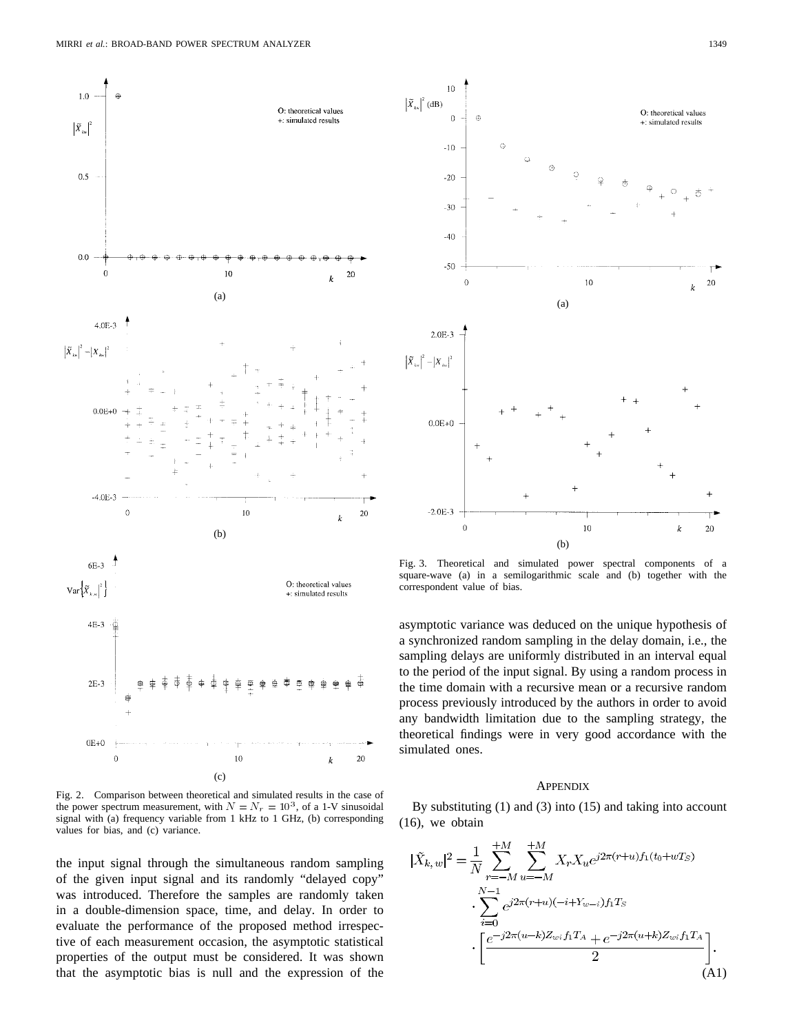Fig. 2. Comparison between theoretical and simulated results in the case of the power spectrum measurement, with $N = N_r = 10^3$, of a 1-V sinusoidal signal with (a) frequency variable from 1 kHz to 1 GHz, (b) corresponding values for bias, and (c) variance.

Fig. 3. Theoretical and simulated power spectral components of a square-wave (a) in a semilogarithmic scale and (b) together with the correspondent value of bias.

the input signal through the simultaneous random sampling of the given input signal and its randomly "delayed copy" was introduced. Therefore the samples are randomly taken in a double-dimension space, time, and delay. In order to evaluate the performance of the proposed method irrespective of each measurement occasion, the asymptotic statistical properties of the output must be considered. It was shown that the asymptotic bias is null and the expression of the asymptotic variance was deduced on the unique hypothesis of a synchronized random sampling in the delay domain, i.e., the sampling delays are uniformly distributed in an interval equal to the period of the input signal. By using a random process in the time domain with a recursive mean or a recursive random process previously introduced by the authors in order to avoid any bandwidth limitation due to the sampling strategy, the theoretical findings were in very good accordance with the simulated ones.

## APPENDIX

By substituting (1) and (3) into (15) and taking into account (16), we obtain

$$|\tilde{X}_{k,w}|^2 = \frac{1}{N} \sum_{r=-M}^{+M} \sum_{u=-M}^{+M} X_r X_u e^{j2\pi(r+u)f_1(t_0+wT_S)} \cdot \sum_{i=0}^{N-1} e^{j2\pi(r+u)(-i+Y_{w-i})f_1 T_S} \cdot \left[ \frac{e^{-j2\pi(u-k)Z_{wi}f_1 T_A} + e^{-j2\pi(u+k)Z_{wi}f_1 T_A}}{2} \right]. \tag{A1}$$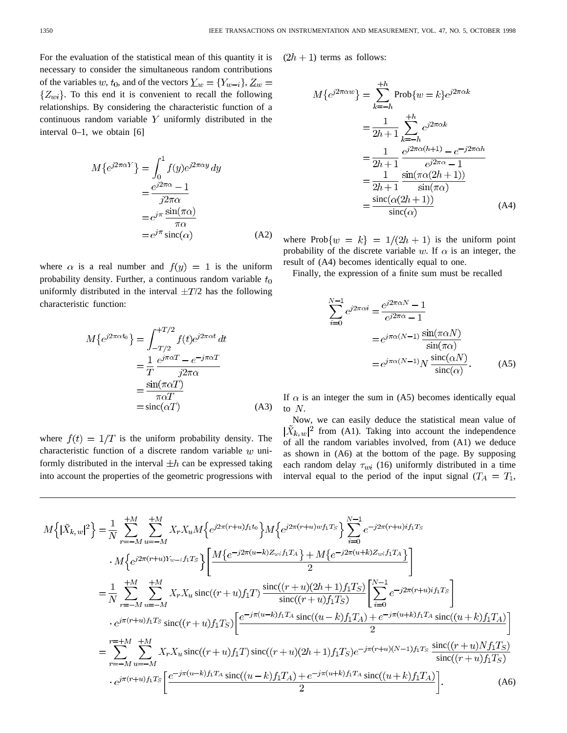For the evaluation of the statistical mean of this quantity it is necessary to consider the simultaneous random contributions of the variables $w$, $t_0$, and of the vectors $\underline{Y}_w = \{Y_{w-i}\}$, $\underline{Z}_w = \{Z_{wi}\}$. To this end it is convenient to recall the following relationships. By considering the characteristic function of a continuous random variable $Y$ uniformly distributed in the interval 0–1, we obtain [6]

$$
\begin{aligned}
M\{e^{j2\pi\alpha Y}\} &= \int_0^1 f(y) e^{j2\pi\alpha y}\, dy \\
&= \frac{e^{j2\pi\alpha} - 1}{j2\pi\alpha} \\
&= e^{j\pi} \frac{\sin(\pi\alpha)}{\pi\alpha} \\
&= e^{j\pi} \operatorname{sinc}(\alpha)
\end{aligned}
\tag{A2}
$$

where $\alpha$ is a real number and $f(y) = 1$ is the uniform probability density. Further, a continuous random variable $t_0$ uniformly distributed in the interval $\pm T/2$ has the following characteristic function:

$$
\begin{aligned}
M\{e^{j2\pi\alpha t_0}\} &= \int_{-T/2}^{+T/2} f(t) e^{j2\pi\alpha t}\, dt \\
&= \frac{1}{T} \frac{e^{j\pi\alpha T} - e^{-j\pi\alpha T}}{j2\pi\alpha} \\
&= \frac{\sin(\pi\alpha T)}{\pi\alpha T} \\
&= \operatorname{sinc}(\alpha T)
\end{aligned}
\tag{A3}
$$

where $f(t) = 1/T$ is the uniform probability density. The characteristic function of a discrete random variable $w$ uniformly distributed in the interval $\pm h$ can be expressed taking into account the properties of the geometric progressions with $(2h+1)$ terms as follows:

$$
\begin{aligned}
M\{e^{j2\pi\alpha w}\} &= \sum_{k=-h}^{+h} \text{Prob}\{w = k\} e^{j2\pi\alpha k} \\
&= \frac{1}{2h+1} \sum_{k=-h}^{+h} e^{j2\pi\alpha k} \\
&= \frac{1}{2h+1} \frac{e^{j2\pi\alpha(h+1)} - e^{-j2\pi\alpha h}}{e^{j2\pi\alpha} - 1} \\
&= \frac{1}{2h+1} \frac{\sin(\pi\alpha(2h+1))}{\sin(\pi\alpha)} \\
&= \frac{\operatorname{sinc}(\alpha(2h+1))}{\operatorname{sinc}(\alpha)}
\end{aligned}
\tag{A4}
$$

where $\text{Prob}\{w = k\} = 1/(2h+1)$ is the uniform point probability of the discrete variable $w$. If $\alpha$ is an integer, the result of (A4) becomes identically equal to one.

Finally, the expression of a finite sum must be recalled

$$
\begin{aligned}
\sum_{i=0}^{N-1} e^{j2\pi\alpha i} &= \frac{e^{j2\pi\alpha N} - 1}{e^{j2\pi\alpha} - 1} \\
&= e^{j\pi\alpha(N-1)} \frac{\sin(\pi\alpha N)}{\sin(\pi\alpha)} \\
&= e^{j\pi\alpha(N-1)} N \frac{\operatorname{sinc}(\alpha N)}{\operatorname{sinc}(\alpha)}.
\end{aligned}
\tag{A5}
$$

If $\alpha$ is an integer the sum in (A5) becomes identically equal to $N$.

Now, we can easily deduce the statistical mean value of $|\tilde{X}_{k,w}|^2$ from (A1). Taking into account the independence of all the random variables involved, from (A1) we deduce as shown in (A6) at the bottom of the page. By supposing each random delay $\tau_{wi}$ (16) uniformly distributed in a time interval equal to the period of the input signal ($T_A = T_1$,

$$
\begin{aligned}
M\left\{|\tilde{X}_{k,w}|^2\right\} &= \frac{1}{N} \sum_{r=-M}^{+M} \sum_{u=-M}^{+M} X_r X_u M\left\{e^{j2\pi(r+u)f_1 t_0}\right\} M\left\{e^{j2\pi(r+u)wf_1T_S}\right\} \sum_{i=0}^{N-1} e^{-j2\pi(r+u)if_1T_S} \\
&\quad \cdot M\left\{e^{j2\pi(r+u)Y_{w-i}f_1T_S}\right\} \left[\frac{M\{e^{-j2\pi(u-k)Z_{wi}f_1T_A}\} + M\{e^{-j2\pi(u+k)Z_{wi}f_1T_A}\}}{2}\right] \\
&= \frac{1}{N} \sum_{r=-M}^{+M} \sum_{u=-M}^{+M} X_r X_u \operatorname{sinc}((r+u)f_1T) \frac{\operatorname{sinc}((r+u)(2h+1)f_1T_S)}{\operatorname{sinc}((r+u)f_1T_S)} \left[\sum_{i=0}^{N-1} e^{-j2\pi(r+u)if_1T_S}\right] \\
&\quad \cdot e^{j\pi(r+u)f_1T_S} \operatorname{sinc}((r+u)f_1T_S) \left[\frac{e^{-j\pi(u-k)f_1T_A} \operatorname{sinc}((u-k)f_1T_A) + e^{-j\pi(u+k)f_1T_A} \operatorname{sinc}((u+k)f_1T_A)}{2}\right] \\
&= \sum_{r=-M}^{r=+M} \sum_{u=-M}^{+M} X_r X_u \operatorname{sinc}((r+u)f_1T) \operatorname{sinc}((r+u)(2h+1)f_1T_S) e^{-j\pi(r+u)(N-1)f_1T_S} \frac{\operatorname{sinc}((r+u)Nf_1T_S)}{\operatorname{sinc}((r+u)f_1T_S)} \\
&\quad \cdot e^{j\pi(r+u)f_1T_S} \left[\frac{e^{-j\pi(u-k)f_1T_A} \operatorname{sinc}((u-k)f_1T_A) + e^{-j\pi(u+k)f_1T_A} \operatorname{sinc}((u+k)f_1T_A)}{2}\right].
\end{aligned}
\tag{A6}
$$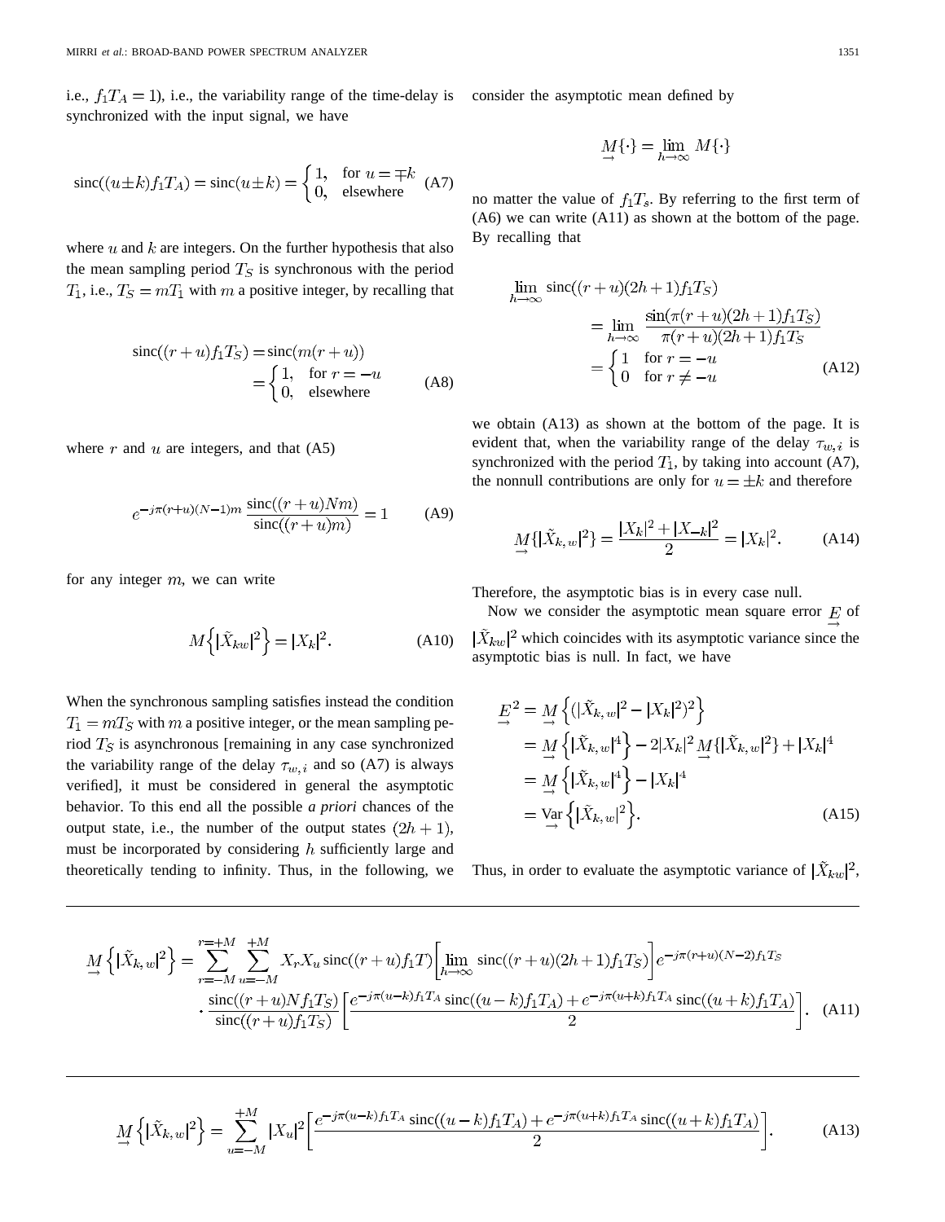i.e., $f_1 T_A = 1$), i.e., the variability range of the time-delay is synchronized with the input signal, we have

$$\text{sinc}((u \pm k) f_1 T_A) = \text{sinc}(u \pm k) = \begin{cases} 1, & \text{for } u = \mp k \\ 0, & \text{elsewhere} \end{cases} \tag{A7}$$

where $u$ and $k$ are integers. On the further hypothesis that also the mean sampling period $T_S$ is synchronous with the period $T_1$, i.e., $T_S = m T_1$ with $m$ a positive integer, by recalling that

$$\begin{aligned} \text{sinc}((r+u) f_1 T_S) &= \text{sinc}(m(r+u)) \\ &= \begin{cases} 1, & \text{for } r = -u \\ 0, & \text{elsewhere} \end{cases} \end{aligned} \tag{A8}$$

where $r$ and $u$ are integers, and that (A5)

$$e^{-j\pi(r+u)(N-1)m} \frac{\text{sinc}((r+u)Nm)}{\text{sinc}((r+u)m)} = 1 \tag{A9}$$

for any integer $m$, we can write

$$M\left\{|\tilde{X}_{kw}|^2\right\} = |X_k|^2. \tag{A10}$$

When the synchronous sampling satisfies instead the condition $T_1 = m T_S$ with $m$ a positive integer, or the mean sampling period $T_S$ is asynchronous [remaining in any case synchronized the variability range of the delay $\tau_{w,i}$ and so (A7) is always verified], it must be considered in general the asymptotic behavior. To this end all the possible *a priori* chances of the output state, i.e., the number of the output states $(2h+1)$, must be incorporated by considering $h$ sufficiently large and theoretically tending to infinity. Thus, in the following, we consider the asymptotic mean defined by

$$\underset{\rightarrow}{M}\{\cdot\} = \lim_{h \to \infty} M\{\cdot\}$$

no matter the value of $f_1 T_s$. By referring to the first term of (A6) we can write (A11) as shown at the bottom of the page. By recalling that

$$\begin{aligned} \lim_{h \to \infty} \text{sinc}((r+u)(2h+1) f_1 T_S) &= \lim_{h \to \infty} \frac{\sin(\pi(r+u)(2h+1) f_1 T_S)}{\pi(r+u)(2h+1) f_1 T_S} \\ &= \begin{cases} 1 & \text{for } r = -u \\ 0 & \text{for } r \neq -u \end{cases} \end{aligned} \tag{A12}$$

we obtain (A13) as shown at the bottom of the page. It is evident that, when the variability range of the delay $\tau_{w,i}$ is synchronized with the period $T_1$, by taking into account (A7), the nonnull contributions are only for $u = \pm k$ and therefore

$$\underset{\rightarrow}{M}\{|\tilde{X}_{k,w}|^2\} = \frac{|X_k|^2 + |X_{-k}|^2}{2} = |X_k|^2. \tag{A14}$$

Therefore, the asymptotic bias is in every case null.

Now we consider the asymptotic mean square error $\underset{\rightarrow}{E}$ of $|\tilde{X}_{kw}|^2$ which coincides with its asymptotic variance since the asymptotic bias is null. In fact, we have

$$\begin{aligned} \underset{\rightarrow}{E}^2 &= \underset{\rightarrow}{M}\left\{(|\tilde{X}_{k,w}|^2 - |X_k|^2)^2\right\} \\ &= \underset{\rightarrow}{M}\left\{|\tilde{X}_{k,w}|^4\right\} - 2|X_k|^2 \underset{\rightarrow}{M}\{|\tilde{X}_{k,w}|^2\} + |X_k|^4 \\ &= \underset{\rightarrow}{M}\left\{|\tilde{X}_{k,w}|^4\right\} - |X_k|^4 \\ &= \underset{\rightarrow}{\text{Var}}\left\{|\tilde{X}_{k,w}|^2\right\}. \end{aligned} \tag{A15}$$

Thus, in order to evaluate the asymptotic variance of $|\tilde{X}_{kw}|^2$,

$$\begin{aligned} \underset{\rightarrow}{M}\left\{|\tilde{X}_{k,w}|^2\right\} = &\sum_{r=-M}^{r=+M} \sum_{u=-M}^{+M} X_r X_u \, \text{sinc}((r+u) f_1 T) \left[\lim_{h \to \infty} \text{sinc}((r+u)(2h+1) f_1 T_S)\right] e^{-j\pi(r+u)(N-2) f_1 T_S} \\ &\cdot \frac{\text{sinc}((r+u) N f_1 T_S)}{\text{sinc}((r+u) f_1 T_S)} \left[\frac{e^{-j\pi(u-k) f_1 T_A} \text{sinc}((u-k) f_1 T_A) + e^{-j\pi(u+k) f_1 T_A} \text{sinc}((u+k) f_1 T_A)}{2}\right]. \end{aligned} \tag{A11}$$

$$\underset{\rightarrow}{M}\left\{|\tilde{X}_{k,w}|^2\right\} = \sum_{u=-M}^{+M} |X_u|^2 \left[\frac{e^{-j\pi(u-k) f_1 T_A} \text{sinc}((u-k) f_1 T_A) + e^{-j\pi(u+k) f_1 T_A} \text{sinc}((u+k) f_1 T_A)}{2}\right]. \tag{A13}$$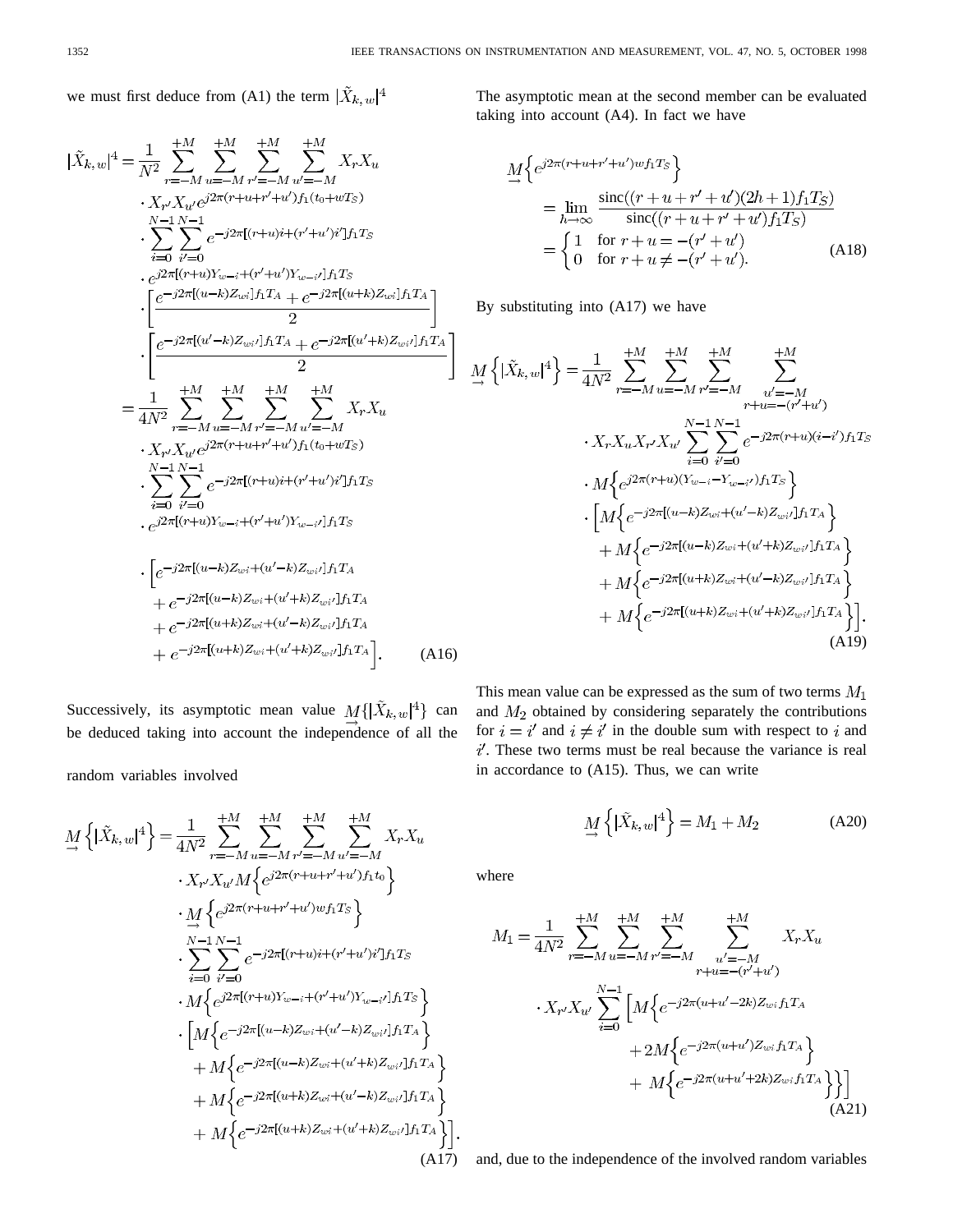we must first deduce from (A1) the term $|\tilde{X}_{k,w}|^4$

$$
\begin{aligned}
|\tilde{X}_{k,w}|^4 = &\frac{1}{N^2}\sum_{r=-M}^{+M}\sum_{u=-M}^{+M}\sum_{r'=-M}^{+M}\sum_{u'=-M}^{+M} X_r X_u \\
&\cdot X_{r'} X_{u'} e^{j2\pi(r+u+r'+u')f_1(t_0+wT_S)} \\
&\cdot \sum_{i=0}^{N-1}\sum_{i'=0}^{N-1} e^{-j2\pi[(r+u)i+(r'+u')i']f_1 T_S} \\
&\cdot e^{j2\pi[(r+u)Y_{w-i}+(r'+u')Y_{w-i'}]f_1 T_S} \\
&\cdot \left[\frac{e^{-j2\pi[(u-k)Z_{wi}]f_1 T_A} + e^{-j2\pi[(u+k)Z_{wi}]f_1 T_A}}{2}\right] \\
&\cdot \left[\frac{e^{-j2\pi[(u'-k)Z_{wi'}]f_1 T_A} + e^{-j2\pi[(u'+k)Z_{wi'}]f_1 T_A}}{2}\right] \\
= &\frac{1}{4N^2}\sum_{r=-M}^{+M}\sum_{u=-M}^{+M}\sum_{r'=-M}^{+M}\sum_{u'=-M}^{+M} X_r X_u \\
&\cdot X_{r'} X_{u'} e^{j2\pi(r+u+r'+u')f_1(t_0+wT_S)} \\
&\cdot \sum_{i=0}^{N-1}\sum_{i'=0}^{N-1} e^{-j2\pi[(r+u)i+(r'+u')i']f_1 T_S} \\
&\cdot e^{j2\pi[(r+u)Y_{w-i}+(r'+u')Y_{w-i'}]f_1 T_S} \\
&\cdot \Big[e^{-j2\pi[(u-k)Z_{wi}+(u'-k)Z_{wi'}]f_1 T_A} \\
&+ e^{-j2\pi[(u-k)Z_{wi}+(u'+k)Z_{wi'}]f_1 T_A} \\
&+ e^{-j2\pi[(u+k)Z_{wi}+(u'-k)Z_{wi'}]f_1 T_A} \\
&+ e^{-j2\pi[(u+k)Z_{wi}+(u'+k)Z_{wi'}]f_1 T_A}\Big].
\end{aligned}
\tag{A16}
$$

Successively, its asymptotic mean value $\underset{\rightarrow}{M}\{|\tilde{X}_{k,w}|^4\}$ can be deduced taking into account the independence of all the random variables involved

$$
\begin{aligned}
\underset{\rightarrow}{M}\left\{|\tilde{X}_{k,w}|^4\right\} = &\frac{1}{4N^2}\sum_{r=-M}^{+M}\sum_{u=-M}^{+M}\sum_{r'=-M}^{+M}\sum_{u'=-M}^{+M} X_r X_u \\
&\cdot X_{r'} X_{u'} M\left\{e^{j2\pi(r+u+r'+u')f_1 t_0}\right\} \\
&\cdot \underset{\rightarrow}{M}\left\{e^{j2\pi(r+u+r'+u')wf_1 T_S}\right\} \\
&\cdot \sum_{i=0}^{N-1}\sum_{i'=0}^{N-1} e^{-j2\pi[(r+u)i+(r'+u')i']f_1 T_S} \\
&\cdot M\left\{e^{j2\pi[(r+u)Y_{w-i}+(r'+u')Y_{w-i'}]f_1 T_S}\right\} \\
&\cdot \Big[M\left\{e^{-j2\pi[(u-k)Z_{wi}+(u'-k)Z_{wi'}]f_1 T_A}\right\} \\
&+ M\left\{e^{-j2\pi[(u-k)Z_{wi}+(u'+k)Z_{wi'}]f_1 T_A}\right\} \\
&+ M\left\{e^{-j2\pi[(u+k)Z_{wi}+(u'-k)Z_{wi'}]f_1 T_A}\right\} \\
&+ M\left\{e^{-j2\pi[(u+k)Z_{wi}+(u'+k)Z_{wi'}]f_1 T_A}\right\}\Big].
\end{aligned}
\tag{A17}
$$

The asymptotic mean at the second member can be evaluated taking into account (A4). In fact we have

$$
\begin{aligned}
&\underset{\rightarrow}{M}\left\{e^{j2\pi(r+u+r'+u')wf_1 T_S}\right\} \\
&= \lim_{h\to\infty} \frac{\operatorname{sinc}((r+u+r'+u')(2h+1)f_1 T_S)}{\operatorname{sinc}((r+u+r'+u')f_1 T_S)} \\
&= \begin{cases} 1 & \text{for } r+u = -(r'+u') \\ 0 & \text{for } r+u \neq -(r'+u'). \end{cases}
\end{aligned}
\tag{A18}
$$

By substituting into (A17) we have

$$
\begin{aligned}
\underset{\rightarrow}{M}\left\{|\tilde{X}_{k,w}|^4\right\} = &\frac{1}{4N^2}\sum_{r=-M}^{+M}\sum_{u=-M}^{+M}\sum_{r'=-M}^{+M}\sum_{\substack{u'=-M \\ r+u=-(r'+u')}}^{+M} \\
&\cdot X_r X_u X_{r'} X_{u'} \sum_{i=0}^{N-1}\sum_{i'=0}^{N-1} e^{-j2\pi(r+u)(i-i')f_1 T_S} \\
&\cdot M\left\{e^{j2\pi(r+u)(Y_{w-i}-Y_{w-i'})f_1 T_S}\right\} \\
&\cdot \Big[M\left\{e^{-j2\pi[(u-k)Z_{wi}+(u'-k)Z_{wi'}]f_1 T_A}\right\} \\
&+ M\left\{e^{-j2\pi[(u-k)Z_{wi}+(u'+k)Z_{wi'}]f_1 T_A}\right\} \\
&+ M\left\{e^{-j2\pi[(u+k)Z_{wi}+(u'-k)Z_{wi'}]f_1 T_A}\right\} \\
&+ M\left\{e^{-j2\pi[(u+k)Z_{wi}+(u'+k)Z_{wi'}]f_1 T_A}\right\}\Big].
\end{aligned}
\tag{A19}
$$

This mean value can be expressed as the sum of two terms $M_1$ and $M_2$ obtained by considering separately the contributions for $i = i'$ and $i \neq i'$ in the double sum with respect to $i$ and $i'$. These two terms must be real because the variance is real in accordance to (A15). Thus, we can write

$$
\underset{\rightarrow}{M}\left\{|\tilde{X}_{k,w}|^4\right\} = M_1 + M_2 \tag{A20}
$$

where

$$
\begin{aligned}
M_1 = &\frac{1}{4N^2}\sum_{r=-M}^{+M}\sum_{u=-M}^{+M}\sum_{r'=-M}^{+M}\sum_{\substack{u'=-M \\ r+u=-(r'+u')}}^{+M} X_r X_u \\
&\cdot X_{r'} X_{u'} \sum_{i=0}^{N-1} \Big[M\left\{e^{-j2\pi(u+u'-2k)Z_{wi} f_1 T_A}\right. \\
&+ 2M\left\{e^{-j2\pi(u+u')Z_{wi} f_1 T_A}\right\} \\
&+ \left. M\left\{e^{-j2\pi(u+u'+2k)Z_{wi} f_1 T_A}\right\}\right\}\Big]
\end{aligned}
\tag{A21}
$$

and, due to the independence of the involved random variables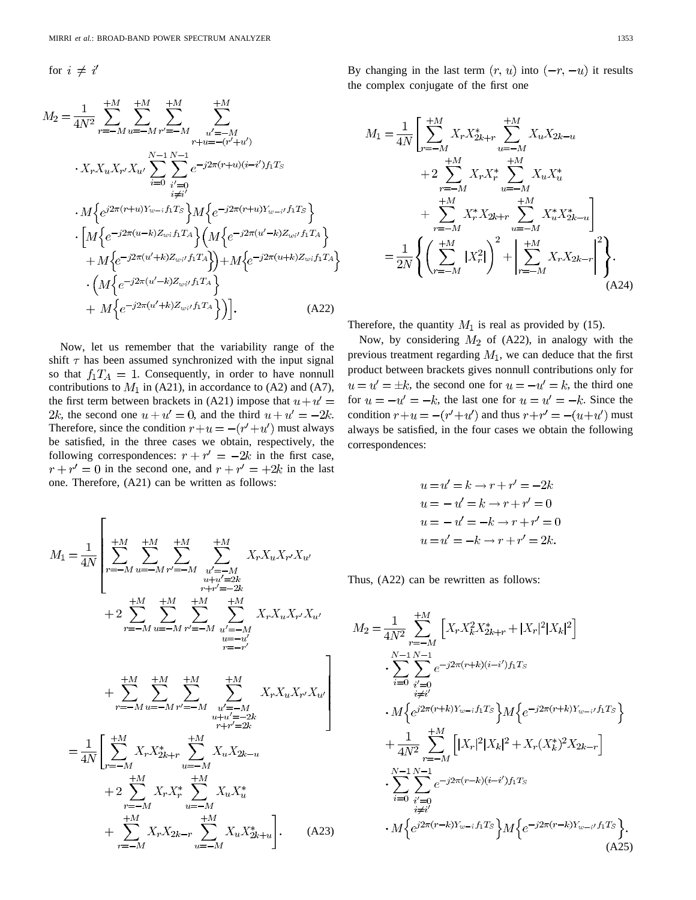for $i \neq i'$

$$M_2 = \frac{1}{4N^2} \sum_{r=-M}^{+M} \sum_{u=-M}^{+M} \sum_{r'=-M}^{+M} \sum_{\substack{u'=-M \\ r+u=-(r'+u')}}^{+M} \cdot X_r X_u X_{r'} X_{u'} \sum_{i=0}^{N-1} \sum_{\substack{i'=0 \\ i \neq i'}}^{N-1} e^{-j2\pi(r+u)(i-i')f_1 T_S} \cdot M\left\{e^{j2\pi(r+u)Y_{w-i} f_1 T_S}\right\} M\left\{e^{-j2\pi(r+u)Y_{w-i'} f_1 T_S}\right\} \cdot \left[M\left\{e^{-j2\pi(u-k)Z_{wi} f_1 T_A}\right\}\left(M\left\{e^{-j2\pi(u'-k)Z_{wi'} f_1 T_A}\right\} + M\left\{e^{-j2\pi(u'+k)Z_{wi'} f_1 T_A}\right\}\right) + M\left\{e^{-j2\pi(u+k)Z_{wi} f_1 T_A}\right\} \cdot \left(M\left\{e^{-j2\pi(u'-k)Z_{wi'} f_1 T_A}\right\} + M\left\{e^{-j2\pi(u'+k)Z_{wi'} f_1 T_A}\right\}\right)\right]. \tag{A22}$$

Now, let us remember that the variability range of the shift $\tau$ has been assumed synchronized with the input signal so that $f_1 T_A = 1$. Consequently, in order to have nonnull contributions to $M_1$ in (A21), in accordance to (A2) and (A7), the first term between brackets in (A21) impose that $u + u' = 2k$, the second one $u + u' = 0$, and the third $u + u' = -2k$. Therefore, since the condition $r + u = -(r' + u')$ must always be satisfied, in the three cases we obtain, respectively, the following correspondences: $r + r' = -2k$ in the first case, $r + r' = 0$ in the second one, and $r + r' = +2k$ in the last one. Therefore, (A21) can be written as follows:

$$\begin{aligned} M_1 &= \frac{1}{4N}\left[\sum_{r=-M}^{+M} \sum_{u=-M}^{+M} \sum_{r'=-M}^{+M} \sum_{\substack{u'=-M \\ u+u'=2k \\ r+r'=-2k}}^{+M} X_r X_u X_{r'} X_{u'} + 2\sum_{r=-M}^{+M} \sum_{u=-M}^{+M} \sum_{r'=-M}^{+M} \sum_{\substack{u'=-M \\ u=-u' \\ r=-r'}}^{+M} X_r X_u X_{r'} X_{u'} + \sum_{r=-M}^{+M} \sum_{u=-M}^{+M} \sum_{r'=-M}^{+M} \sum_{\substack{u'=-M \\ u+u'=-2k \\ r+r'=2k}}^{+M} X_r X_u X_{r'} X_{u'}\right] \\ &= \frac{1}{4N}\left[\sum_{r=-M}^{+M} X_r X_{2k+r}^* \sum_{u=-M}^{+M} X_u X_{2k-u} + 2\sum_{r=-M}^{+M} X_r X_r^* \sum_{u=-M}^{+M} X_u X_u^* + \sum_{r=-M}^{+M} X_r X_{2k-r} \sum_{u=-M}^{+M} X_u X_{2k+u}^*\right]. \end{aligned} \tag{A23}$$

By changing in the last term $(r, u)$ into $(-r, -u)$ it results the complex conjugate of the first one

$$\begin{aligned} M_1 &= \frac{1}{4N}\left[\sum_{r=-M}^{+M} X_r X_{2k+r}^* \sum_{u=-M}^{+M} X_u X_{2k-u} + 2\sum_{r=-M}^{+M} X_r X_r^* \sum_{u=-M}^{+M} X_u X_u^* + \sum_{r=-M}^{+M} X_r^* X_{2k+r} \sum_{u=-M}^{+M} X_u^* X_{2k-u}^*\right] \\ &= \frac{1}{2N}\left\{\left(\sum_{r=-M}^{+M} |X_r^2|\right)^2 + \left|\sum_{r=-M}^{+M} X_r X_{2k-r}\right|^2\right\}. \end{aligned} \tag{A24}$$

Therefore, the quantity $M_1$ is real as provided by (15).

Now, by considering $M_2$ of (A22), in analogy with the previous treatment regarding $M_1$, we can deduce that the first product between brackets gives nonnull contributions only for $u = u' = \pm k$, the second one for $u = -u' = k$, the third one for $u = -u' = -k$, the last one for $u = u' = -k$. Since the condition $r + u = -(r' + u')$ and thus $r + r' = -(u + u')$ must always be satisfied, in the four cases we obtain the following correspondences:

$$\begin{aligned} u = u' = k &\rightarrow r + r' = -2k \\ u = -u' = k &\rightarrow r + r' = 0 \\ u = -u' = -k &\rightarrow r + r' = 0 \\ u = u' = -k &\rightarrow r + r' = 2k. \end{aligned}$$

Thus, (A22) can be rewritten as follows:

$$\begin{aligned} M_2 = &\frac{1}{4N^2} \sum_{r=-M}^{+M} \left[X_r X_k^2 X_{2k+r}^* + |X_r|^2 |X_k|^2\right] \cdot \sum_{i=0}^{N-1} \sum_{\substack{i'=0 \\ i \neq i'}}^{N-1} e^{-j2\pi(r+k)(i-i')f_1 T_S} \cdot M\left\{e^{j2\pi(r+k)Y_{w-i} f_1 T_S}\right\} M\left\{e^{-j2\pi(r+k)Y_{w-i'} f_1 T_S}\right\} \\ &+ \frac{1}{4N^2} \sum_{r=-M}^{+M} \left[|X_r|^2 |X_k|^2 + X_r (X_k^*)^2 X_{2k-r}\right] \cdot \sum_{i=0}^{N-1} \sum_{\substack{i'=0 \\ i \neq i'}}^{N-1} e^{-j2\pi(r-k)(i-i')f_1 T_S} \cdot M\left\{e^{j2\pi(r-k)Y_{w-i} f_1 T_S}\right\} M\left\{e^{-j2\pi(r-k)Y_{w-i'} f_1 T_S}\right\}. \end{aligned} \tag{A25}$$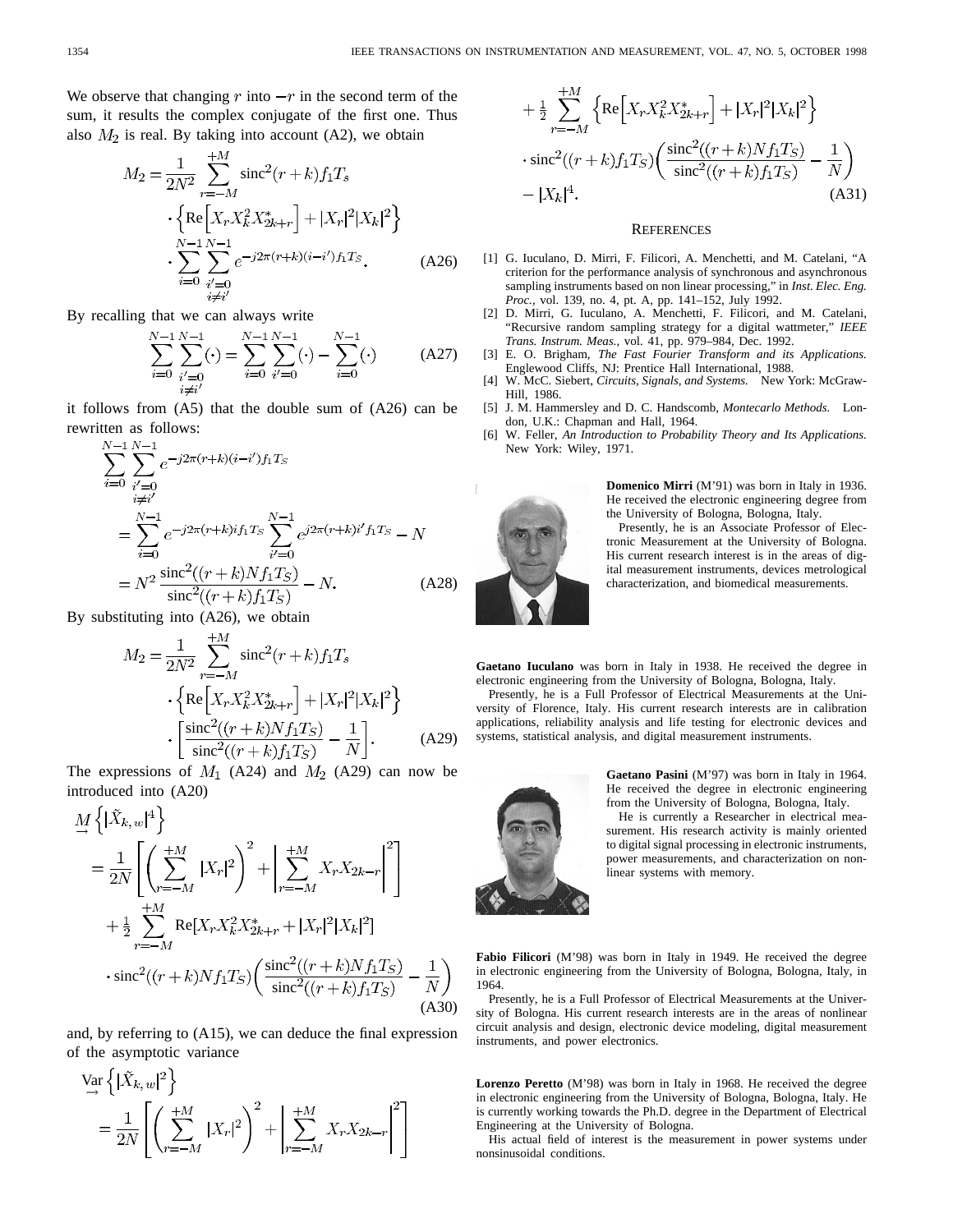We observe that changing $r$ into $-r$ in the second term of the sum, it results the complex conjugate of the first one. Thus also $M_2$ is real. By taking into account (A2), we obtain

$$M_2 = \frac{1}{2N^2}\sum_{r=-M}^{+M}\text{sinc}^2(r+k)f_1T_s \cdot \left\{\text{Re}\left[X_r X_k^2 X_{2k+r}^*\right] + |X_r|^2|X_k|^2\right\} \cdot \sum_{i=0}^{N-1}\sum_{\substack{i'=0\\ i\neq i'}}^{N-1} e^{-j2\pi(r+k)(i-i')f_1T_S}. \tag{A26}$$

By recalling that we can always write

$$\sum_{i=0}^{N-1}\sum_{\substack{i'=0\\ i\neq i'}}^{N-1}(\cdot) = \sum_{i=0}^{N-1}\sum_{i'=0}^{N-1}(\cdot) - \sum_{i=0}^{N-1}(\cdot) \tag{A27}$$

it follows from (A5) that the double sum of (A26) can be rewritten as follows:

$$\begin{aligned}\sum_{i=0}^{N-1}\sum_{\substack{i'=0\\ i\neq i'}}^{N-1} & e^{-j2\pi(r+k)(i-i')f_1T_S} \\ &= \sum_{i=0}^{N-1} e^{-j2\pi(r+k)if_1T_S}\sum_{i'=0}^{N-1} e^{j2\pi(r+k)i'f_1T_S} - N \\ &= N^2\frac{\text{sinc}^2((r+k)Nf_1T_S)}{\text{sinc}^2((r+k)f_1T_S)} - N.\end{aligned} \tag{A28}$$

By substituting into (A26), we obtain

$$M_2 = \frac{1}{2N^2}\sum_{r=-M}^{+M}\text{sinc}^2(r+k)f_1T_s \cdot \left\{\text{Re}\left[X_r X_k^2 X_{2k+r}^*\right] + |X_r|^2|X_k|^2\right\} \cdot \left[\frac{\text{sinc}^2((r+k)Nf_1T_S)}{\text{sinc}^2((r+k)f_1T_S)} - \frac{1}{N}\right]. \tag{A29}$$

The expressions of $M_1$ (A24) and $M_2$ (A29) can now be introduced into (A20)

$$\begin{aligned}\underset{\rightarrow}{M}\left\{|\tilde{X}_{k,w}|^4\right\} &= \frac{1}{2N}\left[\left(\sum_{r=-M}^{+M}|X_r|^2\right)^2 + \left|\sum_{r=-M}^{+M}X_r X_{2k-r}\right|^2\right] \\ &\quad + \tfrac{1}{2}\sum_{r=-M}^{+M}\text{Re}[X_r X_k^2 X_{2k+r}^* + |X_r|^2|X_k|^2] \\ &\quad \cdot \text{sinc}^2((r+k)Nf_1T_S)\left(\frac{\text{sinc}^2((r+k)Nf_1T_S)}{\text{sinc}^2((r+k)f_1T_S)} - \frac{1}{N}\right)\end{aligned} \tag{A30}$$

and, by referring to (A15), we can deduce the final expression of the asymptotic variance

$$\begin{aligned}\underset{\rightarrow}{\text{Var}}\left\{|\tilde{X}_{k,w}|^2\right\} &= \frac{1}{2N}\left[\left(\sum_{r=-M}^{+M}|X_r|^2\right)^2 + \left|\sum_{r=-M}^{+M}X_r X_{2k-r}\right|^2\right] \\ &\quad + \tfrac{1}{2}\sum_{r=-M}^{+M}\left\{\text{Re}\left[X_r X_k^2 X_{2k+r}^*\right] + |X_r|^2|X_k|^2\right\} \\ &\quad \cdot \text{sinc}^2((r+k)f_1T_S)\left(\frac{\text{sinc}^2((r+k)Nf_1T_S)}{\text{sinc}^2((r+k)f_1T_S)} - \frac{1}{N}\right) \\ &\quad - |X_k|^4.\end{aligned} \tag{A31}$$

## References

[1] G. Iuculano, D. Mirri, F. Filicori, A. Menchetti, and M. Catelani, "A criterion for the performance analysis of synchronous and asynchronous sampling instruments based on non linear processing," in *Inst. Elec. Eng. Proc.*, vol. 139, no. 4, pt. A, pp. 141–152, July 1992.

[2] D. Mirri, G. Iuculano, A. Menchetti, F. Filicori, and M. Catelani, "Recursive random sampling strategy for a digital wattmeter," *IEEE Trans. Instrum. Meas.*, vol. 41, pp. 979–984, Dec. 1992.

[3] E. O. Brigham, *The Fast Fourier Transform and its Applications*. Englewood Cliffs, NJ: Prentice Hall International, 1988.

[4] W. McC. Siebert, *Circuits, Signals, and Systems*. New York: McGraw-Hill, 1986.

[5] J. M. Hammersley and D. C. Handscomb, *Montecarlo Methods*. London, U.K.: Chapman and Hall, 1964.

[6] W. Feller, *An Introduction to Probability Theory and Its Applications*. New York: Wiley, 1971.

**Domenico Mirri** (M'91) was born in Italy in 1936. He received the electronic engineering degree from the University of Bologna, Bologna, Italy.

Presently, he is an Associate Professor of Electronic Measurement at the University of Bologna. His current research interest is in the areas of digital measurement instruments, devices metrological characterization, and biomedical measurements.

**Gaetano Iuculano** was born in Italy in 1938. He received the degree in electronic engineering from the University of Bologna, Bologna, Italy.

Presently, he is a Full Professor of Electrical Measurements at the University of Florence, Italy. His current research interests are in calibration applications, reliability analysis and life testing for electronic devices and systems, statistical analysis, and digital measurement instruments.

**Gaetano Pasini** (M'97) was born in Italy in 1964. He received the degree in electronic engineering from the University of Bologna, Bologna, Italy.

He is currently a Researcher in electrical measurement. His research activity is mainly oriented to digital signal processing in electronic instruments, power measurements, and characterization on nonlinear systems with memory.

**Fabio Filicori** (M'98) was born in Italy in 1949. He received the degree in electronic engineering from the University of Bologna, Bologna, Italy, in 1964.

Presently, he is a Full Professor of Electrical Measurements at the University of Bologna. His current research interests are in the areas of nonlinear circuit analysis and design, electronic device modeling, digital measurement instruments, and power electronics.

**Lorenzo Peretto** (M'98) was born in Italy in 1968. He received the degree in electronic engineering from the University of Bologna, Bologna, Italy. He is currently working towards the Ph.D. degree in the Department of Electrical Engineering at the University of Bologna.

His actual field of interest is the measurement in power systems under nonsinusoidal conditions.